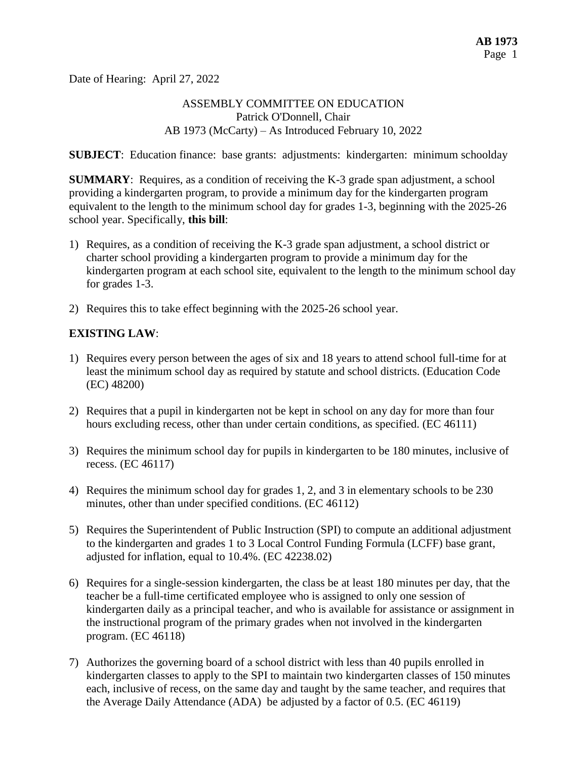Date of Hearing: April 27, 2022

ASSEMBLY COMMITTEE ON EDUCATION
Patrick O'Donnell, Chair
AB 1973 (McCarty) – As Introduced February 10, 2022

**SUBJECT**: Education finance: base grants: adjustments: kindergarten: minimum schoolday

**SUMMARY**: Requires, as a condition of receiving the K-3 grade span adjustment, a school providing a kindergarten program, to provide a minimum day for the kindergarten program equivalent to the length to the minimum school day for grades 1-3, beginning with the 2025-26 school year. Specifically, **this bill**:

1) Requires, as a condition of receiving the K-3 grade span adjustment, a school district or charter school providing a kindergarten program to provide a minimum day for the kindergarten program at each school site, equivalent to the length to the minimum school day for grades 1-3.

2) Requires this to take effect beginning with the 2025-26 school year.

**EXISTING LAW**:

1) Requires every person between the ages of six and 18 years to attend school full-time for at least the minimum school day as required by statute and school districts. (Education Code (EC) 48200)

2) Requires that a pupil in kindergarten not be kept in school on any day for more than four hours excluding recess, other than under certain conditions, as specified. (EC 46111)

3) Requires the minimum school day for pupils in kindergarten to be 180 minutes, inclusive of recess. (EC 46117)

4) Requires the minimum school day for grades 1, 2, and 3 in elementary schools to be 230 minutes, other than under specified conditions. (EC 46112)

5) Requires the Superintendent of Public Instruction (SPI) to compute an additional adjustment to the kindergarten and grades 1 to 3 Local Control Funding Formula (LCFF) base grant, adjusted for inflation, equal to 10.4%. (EC 42238.02)

6) Requires for a single-session kindergarten, the class be at least 180 minutes per day, that the teacher be a full-time certificated employee who is assigned to only one session of kindergarten daily as a principal teacher, and who is available for assistance or assignment in the instructional program of the primary grades when not involved in the kindergarten program. (EC 46118)

7) Authorizes the governing board of a school district with less than 40 pupils enrolled in kindergarten classes to apply to the SPI to maintain two kindergarten classes of 150 minutes each, inclusive of recess, on the same day and taught by the same teacher, and requires that the Average Daily Attendance (ADA) be adjusted by a factor of 0.5. (EC 46119)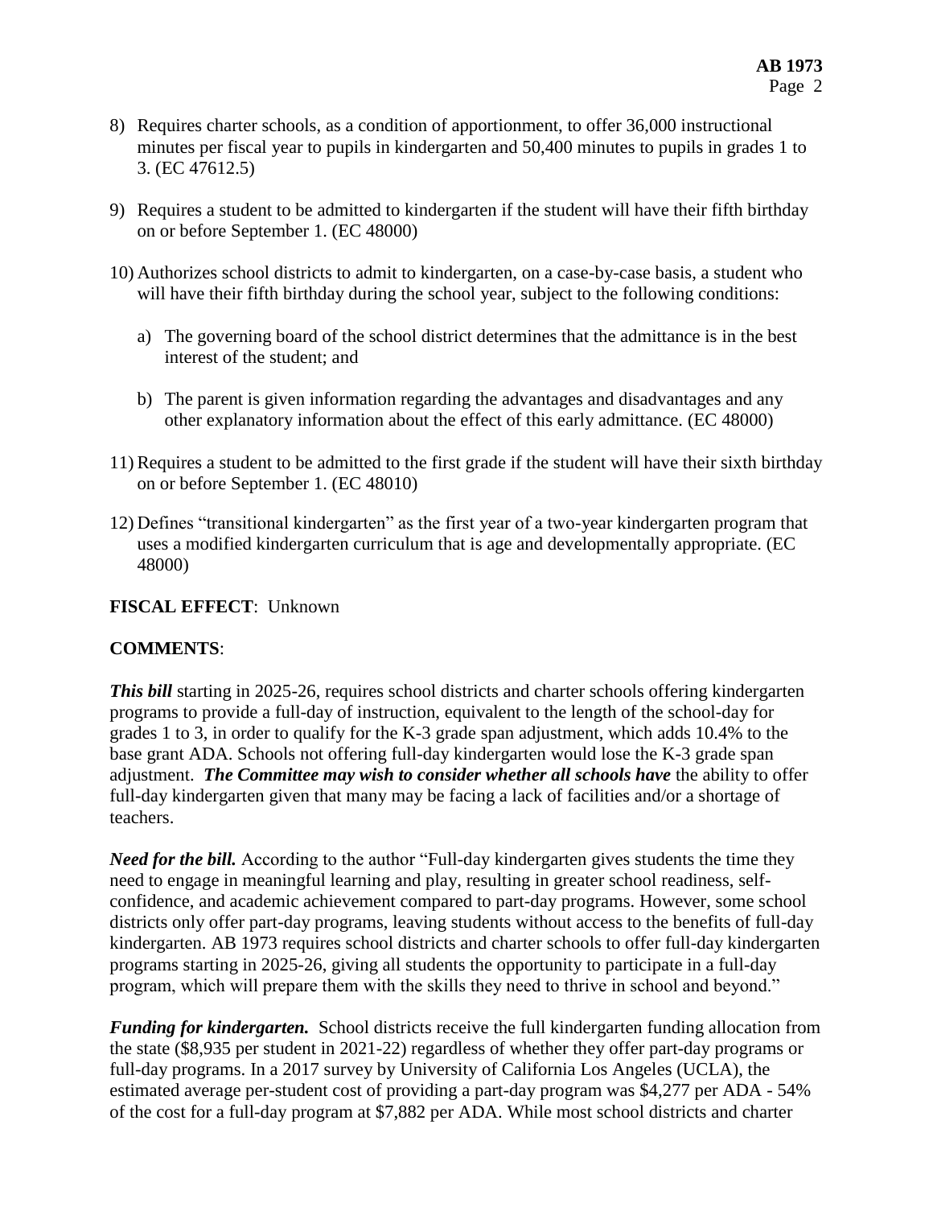8) Requires charter schools, as a condition of apportionment, to offer 36,000 instructional minutes per fiscal year to pupils in kindergarten and 50,400 minutes to pupils in grades 1 to 3. (EC 47612.5)

9) Requires a student to be admitted to kindergarten if the student will have their fifth birthday on or before September 1. (EC 48000)

10) Authorizes school districts to admit to kindergarten, on a case-by-case basis, a student who will have their fifth birthday during the school year, subject to the following conditions:

   a) The governing board of the school district determines that the admittance is in the best interest of the student; and

   b) The parent is given information regarding the advantages and disadvantages and any other explanatory information about the effect of this early admittance. (EC 48000)

11) Requires a student to be admitted to the first grade if the student will have their sixth birthday on or before September 1. (EC 48010)

12) Defines "transitional kindergarten" as the first year of a two-year kindergarten program that uses a modified kindergarten curriculum that is age and developmentally appropriate. (EC 48000)

**FISCAL EFFECT**: Unknown

**COMMENTS**:

***This bill*** starting in 2025-26, requires school districts and charter schools offering kindergarten programs to provide a full-day of instruction, equivalent to the length of the school-day for grades 1 to 3, in order to qualify for the K-3 grade span adjustment, which adds 10.4% to the base grant ADA. Schools not offering full-day kindergarten would lose the K-3 grade span adjustment. ***The Committee may wish to consider whether all schools have*** the ability to offer full-day kindergarten given that many may be facing a lack of facilities and/or a shortage of teachers.

***Need for the bill.*** According to the author "Full-day kindergarten gives students the time they need to engage in meaningful learning and play, resulting in greater school readiness, self-confidence, and academic achievement compared to part-day programs. However, some school districts only offer part-day programs, leaving students without access to the benefits of full-day kindergarten. AB 1973 requires school districts and charter schools to offer full-day kindergarten programs starting in 2025-26, giving all students the opportunity to participate in a full-day program, which will prepare them with the skills they need to thrive in school and beyond."

***Funding for kindergarten.*** School districts receive the full kindergarten funding allocation from the state ($8,935 per student in 2021-22) regardless of whether they offer part-day programs or full-day programs. In a 2017 survey by University of California Los Angeles (UCLA), the estimated average per-student cost of providing a part-day program was $4,277 per ADA - 54% of the cost for a full-day program at $7,882 per ADA. While most school districts and charter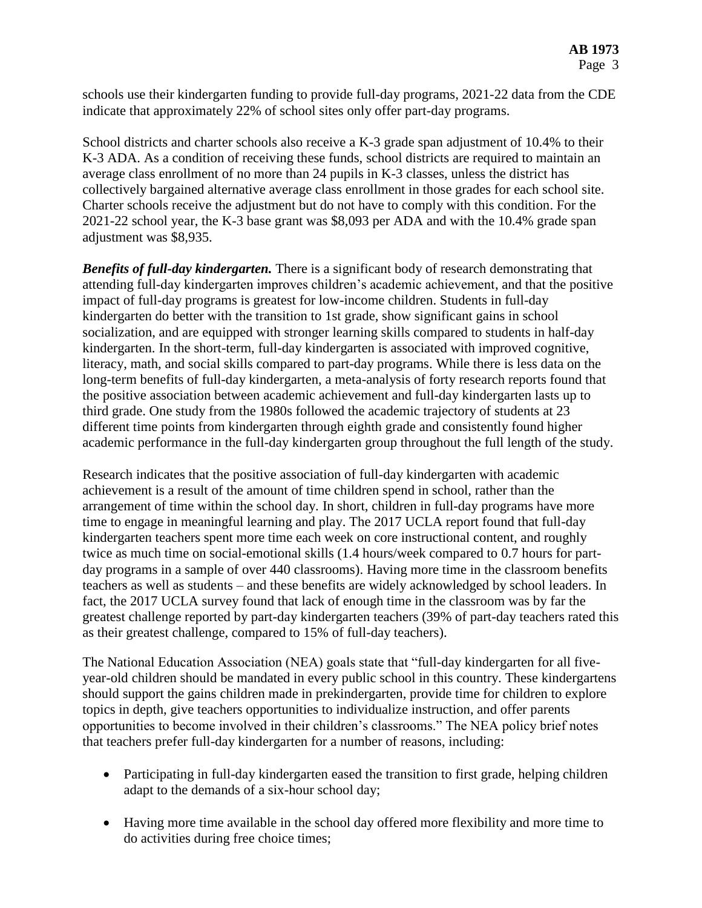schools use their kindergarten funding to provide full-day programs, 2021-22 data from the CDE indicate that approximately 22% of school sites only offer part-day programs.

School districts and charter schools also receive a K-3 grade span adjustment of 10.4% to their K-3 ADA. As a condition of receiving these funds, school districts are required to maintain an average class enrollment of no more than 24 pupils in K-3 classes, unless the district has collectively bargained alternative average class enrollment in those grades for each school site. Charter schools receive the adjustment but do not have to comply with this condition. For the 2021-22 school year, the K-3 base grant was $8,093 per ADA and with the 10.4% grade span adjustment was $8,935.

***Benefits of full-day kindergarten.*** There is a significant body of research demonstrating that attending full-day kindergarten improves children's academic achievement, and that the positive impact of full-day programs is greatest for low-income children. Students in full-day kindergarten do better with the transition to 1st grade, show significant gains in school socialization, and are equipped with stronger learning skills compared to students in half-day kindergarten. In the short-term, full-day kindergarten is associated with improved cognitive, literacy, math, and social skills compared to part-day programs. While there is less data on the long-term benefits of full-day kindergarten, a meta-analysis of forty research reports found that the positive association between academic achievement and full-day kindergarten lasts up to third grade. One study from the 1980s followed the academic trajectory of students at 23 different time points from kindergarten through eighth grade and consistently found higher academic performance in the full-day kindergarten group throughout the full length of the study.

Research indicates that the positive association of full-day kindergarten with academic achievement is a result of the amount of time children spend in school, rather than the arrangement of time within the school day. In short, children in full-day programs have more time to engage in meaningful learning and play. The 2017 UCLA report found that full-day kindergarten teachers spent more time each week on core instructional content, and roughly twice as much time on social-emotional skills (1.4 hours/week compared to 0.7 hours for part-day programs in a sample of over 440 classrooms). Having more time in the classroom benefits teachers as well as students – and these benefits are widely acknowledged by school leaders. In fact, the 2017 UCLA survey found that lack of enough time in the classroom was by far the greatest challenge reported by part-day kindergarten teachers (39% of part-day teachers rated this as their greatest challenge, compared to 15% of full-day teachers).

The National Education Association (NEA) goals state that "full-day kindergarten for all five-year-old children should be mandated in every public school in this country. These kindergartens should support the gains children made in prekindergarten, provide time for children to explore topics in depth, give teachers opportunities to individualize instruction, and offer parents opportunities to become involved in their children's classrooms." The NEA policy brief notes that teachers prefer full-day kindergarten for a number of reasons, including:

- Participating in full-day kindergarten eased the transition to first grade, helping children adapt to the demands of a six-hour school day;
- Having more time available in the school day offered more flexibility and more time to do activities during free choice times;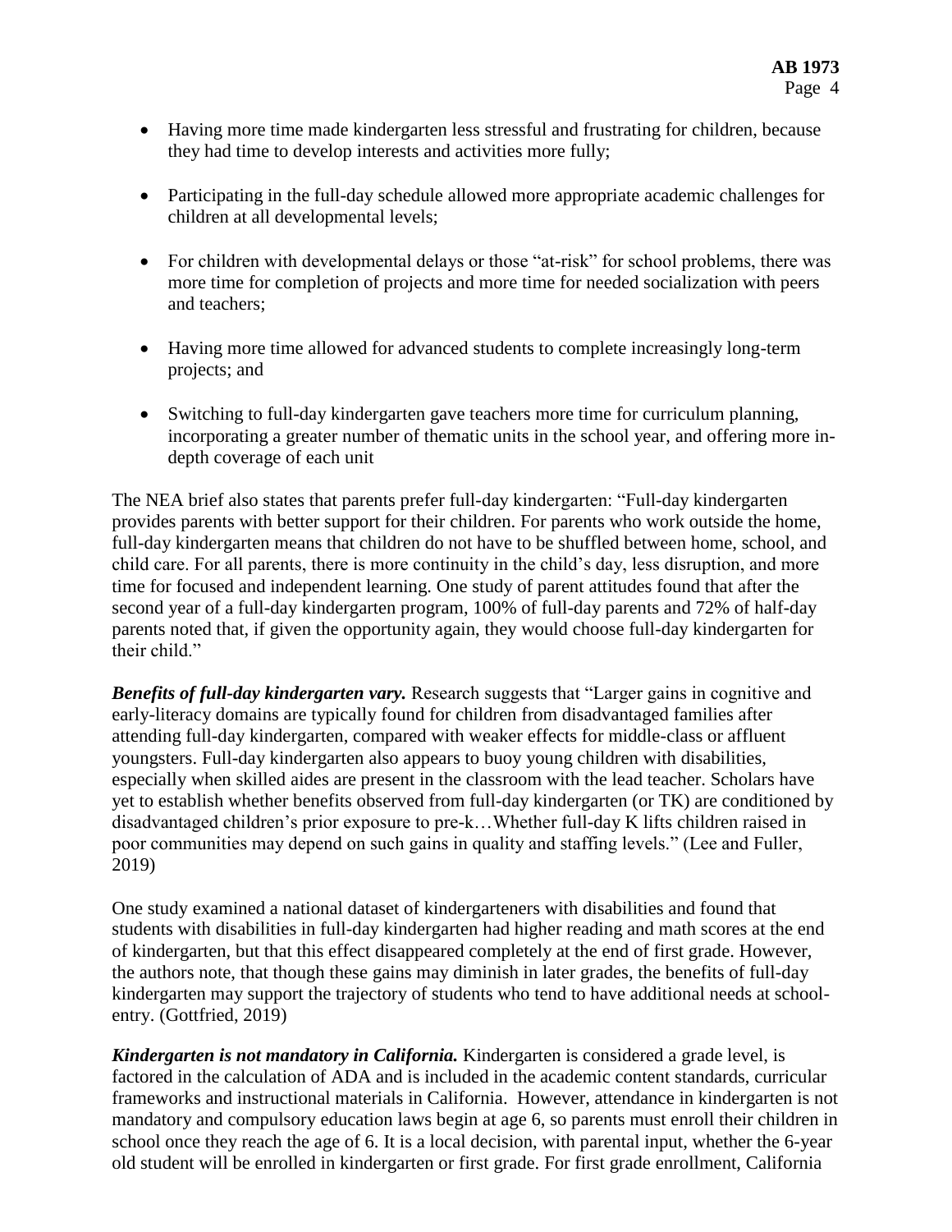- Having more time made kindergarten less stressful and frustrating for children, because they had time to develop interests and activities more fully;

- Participating in the full-day schedule allowed more appropriate academic challenges for children at all developmental levels;

- For children with developmental delays or those "at-risk" for school problems, there was more time for completion of projects and more time for needed socialization with peers and teachers;

- Having more time allowed for advanced students to complete increasingly long-term projects; and

- Switching to full-day kindergarten gave teachers more time for curriculum planning, incorporating a greater number of thematic units in the school year, and offering more in-depth coverage of each unit

The NEA brief also states that parents prefer full-day kindergarten: "Full-day kindergarten provides parents with better support for their children. For parents who work outside the home, full-day kindergarten means that children do not have to be shuffled between home, school, and child care. For all parents, there is more continuity in the child's day, less disruption, and more time for focused and independent learning. One study of parent attitudes found that after the second year of a full-day kindergarten program, 100% of full-day parents and 72% of half-day parents noted that, if given the opportunity again, they would choose full-day kindergarten for their child."

***Benefits of full-day kindergarten vary.*** Research suggests that "Larger gains in cognitive and early-literacy domains are typically found for children from disadvantaged families after attending full-day kindergarten, compared with weaker effects for middle-class or affluent youngsters. Full-day kindergarten also appears to buoy young children with disabilities, especially when skilled aides are present in the classroom with the lead teacher. Scholars have yet to establish whether benefits observed from full-day kindergarten (or TK) are conditioned by disadvantaged children's prior exposure to pre-k…Whether full-day K lifts children raised in poor communities may depend on such gains in quality and staffing levels." (Lee and Fuller, 2019)

One study examined a national dataset of kindergarteners with disabilities and found that students with disabilities in full-day kindergarten had higher reading and math scores at the end of kindergarten, but that this effect disappeared completely at the end of first grade. However, the authors note, that though these gains may diminish in later grades, the benefits of full-day kindergarten may support the trajectory of students who tend to have additional needs at school-entry. (Gottfried, 2019)

***Kindergarten is not mandatory in California.*** Kindergarten is considered a grade level, is factored in the calculation of ADA and is included in the academic content standards, curricular frameworks and instructional materials in California. However, attendance in kindergarten is not mandatory and compulsory education laws begin at age 6, so parents must enroll their children in school once they reach the age of 6. It is a local decision, with parental input, whether the 6-year old student will be enrolled in kindergarten or first grade. For first grade enrollment, California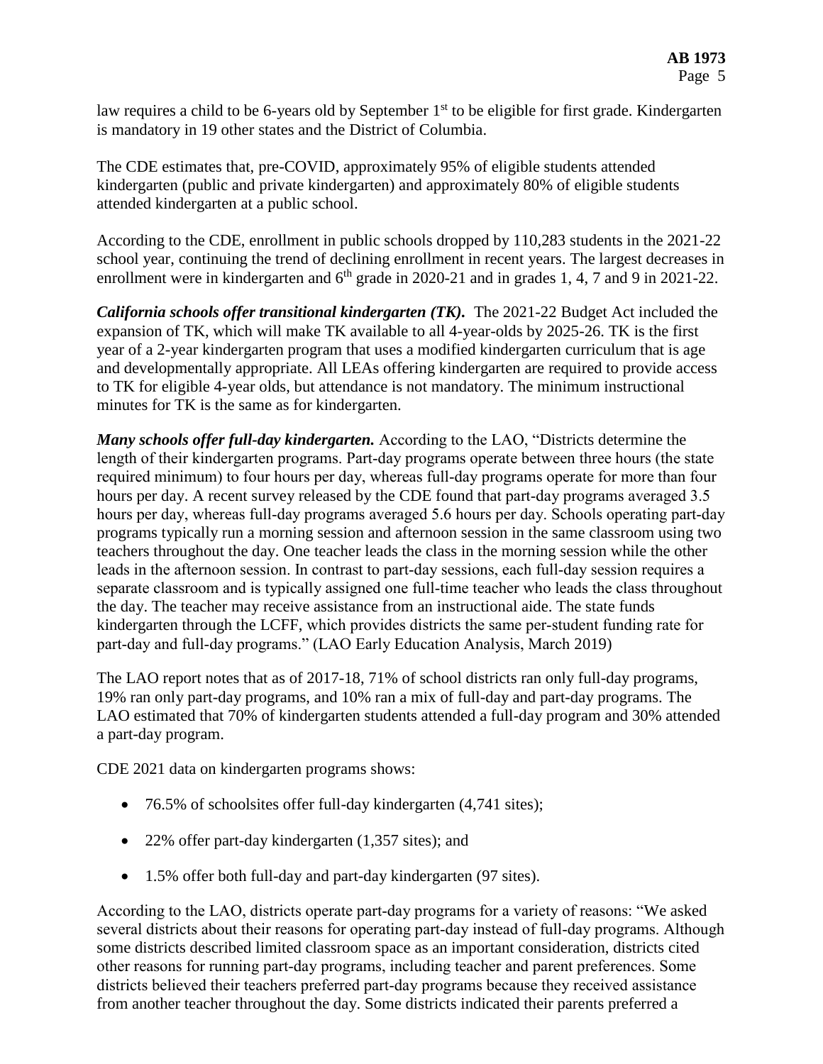law requires a child to be 6-years old by September 1st to be eligible for first grade. Kindergarten is mandatory in 19 other states and the District of Columbia.

The CDE estimates that, pre-COVID, approximately 95% of eligible students attended kindergarten (public and private kindergarten) and approximately 80% of eligible students attended kindergarten at a public school.

According to the CDE, enrollment in public schools dropped by 110,283 students in the 2021-22 school year, continuing the trend of declining enrollment in recent years. The largest decreases in enrollment were in kindergarten and 6th grade in 2020-21 and in grades 1, 4, 7 and 9 in 2021-22.

***California schools offer transitional kindergarten (TK).*** The 2021-22 Budget Act included the expansion of TK, which will make TK available to all 4-year-olds by 2025-26. TK is the first year of a 2-year kindergarten program that uses a modified kindergarten curriculum that is age and developmentally appropriate. All LEAs offering kindergarten are required to provide access to TK for eligible 4-year olds, but attendance is not mandatory. The minimum instructional minutes for TK is the same as for kindergarten.

***Many schools offer full-day kindergarten.*** According to the LAO, "Districts determine the length of their kindergarten programs. Part-day programs operate between three hours (the state required minimum) to four hours per day, whereas full-day programs operate for more than four hours per day. A recent survey released by the CDE found that part-day programs averaged 3.5 hours per day, whereas full-day programs averaged 5.6 hours per day. Schools operating part-day programs typically run a morning session and afternoon session in the same classroom using two teachers throughout the day. One teacher leads the class in the morning session while the other leads in the afternoon session. In contrast to part-day sessions, each full-day session requires a separate classroom and is typically assigned one full-time teacher who leads the class throughout the day. The teacher may receive assistance from an instructional aide. The state funds kindergarten through the LCFF, which provides districts the same per-student funding rate for part-day and full-day programs." (LAO Early Education Analysis, March 2019)

The LAO report notes that as of 2017-18, 71% of school districts ran only full-day programs, 19% ran only part-day programs, and 10% ran a mix of full-day and part-day programs. The LAO estimated that 70% of kindergarten students attended a full-day program and 30% attended a part-day program.

CDE 2021 data on kindergarten programs shows:

- 76.5% of schoolsites offer full-day kindergarten (4,741 sites);
- 22% offer part-day kindergarten (1,357 sites); and
- 1.5% offer both full-day and part-day kindergarten (97 sites).

According to the LAO, districts operate part-day programs for a variety of reasons: "We asked several districts about their reasons for operating part-day instead of full-day programs. Although some districts described limited classroom space as an important consideration, districts cited other reasons for running part-day programs, including teacher and parent preferences. Some districts believed their teachers preferred part-day programs because they received assistance from another teacher throughout the day. Some districts indicated their parents preferred a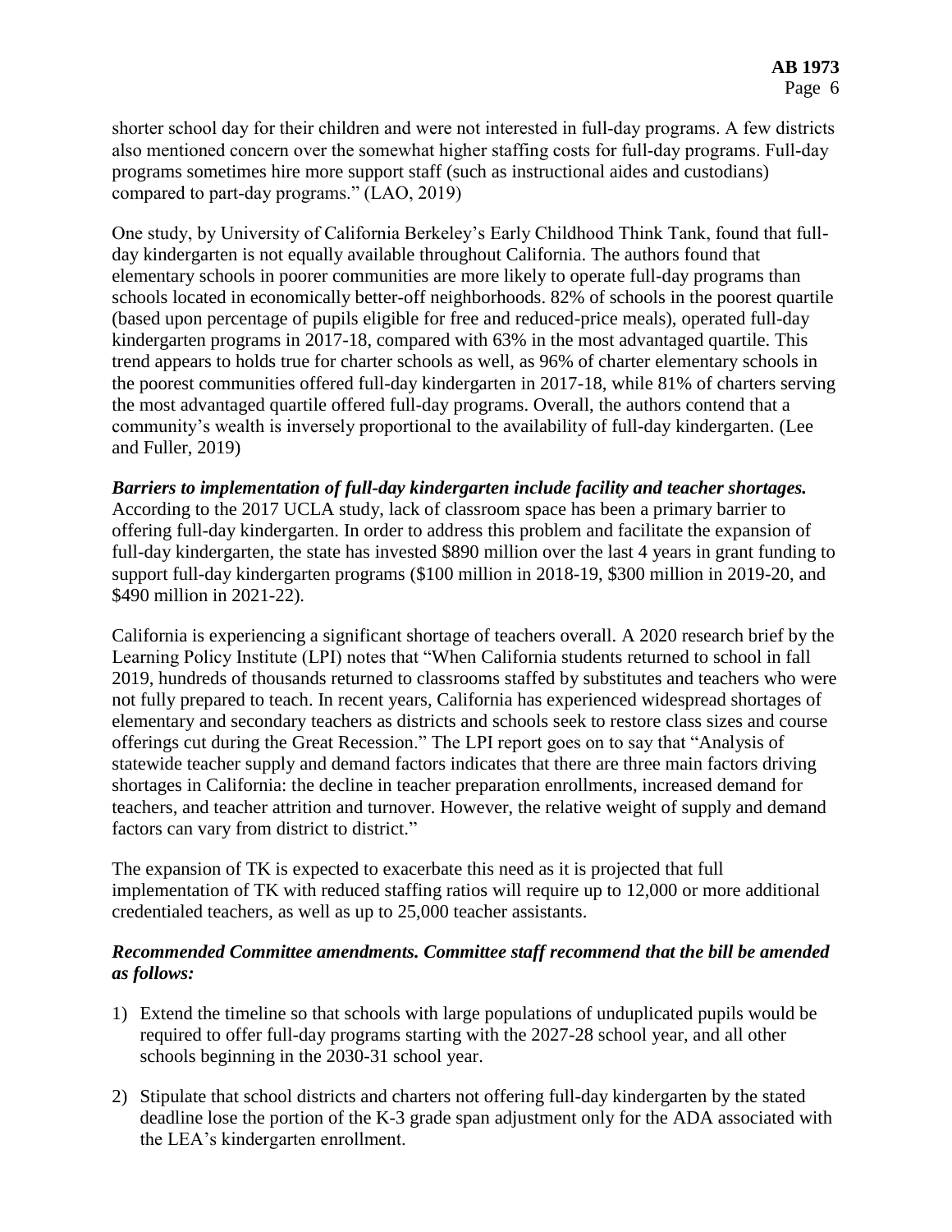shorter school day for their children and were not interested in full-day programs. A few districts also mentioned concern over the somewhat higher staffing costs for full-day programs. Full-day programs sometimes hire more support staff (such as instructional aides and custodians) compared to part-day programs." (LAO, 2019)

One study, by University of California Berkeley's Early Childhood Think Tank, found that full-day kindergarten is not equally available throughout California. The authors found that elementary schools in poorer communities are more likely to operate full-day programs than schools located in economically better-off neighborhoods. 82% of schools in the poorest quartile (based upon percentage of pupils eligible for free and reduced-price meals), operated full-day kindergarten programs in 2017-18, compared with 63% in the most advantaged quartile. This trend appears to holds true for charter schools as well, as 96% of charter elementary schools in the poorest communities offered full-day kindergarten in 2017-18, while 81% of charters serving the most advantaged quartile offered full-day programs. Overall, the authors contend that a community's wealth is inversely proportional to the availability of full-day kindergarten. (Lee and Fuller, 2019)

***Barriers to implementation of full-day kindergarten include facility and teacher shortages.*** According to the 2017 UCLA study, lack of classroom space has been a primary barrier to offering full-day kindergarten. In order to address this problem and facilitate the expansion of full-day kindergarten, the state has invested $890 million over the last 4 years in grant funding to support full-day kindergarten programs ($100 million in 2018-19, $300 million in 2019-20, and $490 million in 2021-22).

California is experiencing a significant shortage of teachers overall. A 2020 research brief by the Learning Policy Institute (LPI) notes that "When California students returned to school in fall 2019, hundreds of thousands returned to classrooms staffed by substitutes and teachers who were not fully prepared to teach. In recent years, California has experienced widespread shortages of elementary and secondary teachers as districts and schools seek to restore class sizes and course offerings cut during the Great Recession." The LPI report goes on to say that "Analysis of statewide teacher supply and demand factors indicates that there are three main factors driving shortages in California: the decline in teacher preparation enrollments, increased demand for teachers, and teacher attrition and turnover. However, the relative weight of supply and demand factors can vary from district to district."

The expansion of TK is expected to exacerbate this need as it is projected that full implementation of TK with reduced staffing ratios will require up to 12,000 or more additional credentialed teachers, as well as up to 25,000 teacher assistants.

***Recommended Committee amendments. Committee staff recommend that the bill be amended as follows:***

1) Extend the timeline so that schools with large populations of unduplicated pupils would be required to offer full-day programs starting with the 2027-28 school year, and all other schools beginning in the 2030-31 school year.

2) Stipulate that school districts and charters not offering full-day kindergarten by the stated deadline lose the portion of the K-3 grade span adjustment only for the ADA associated with the LEA's kindergarten enrollment.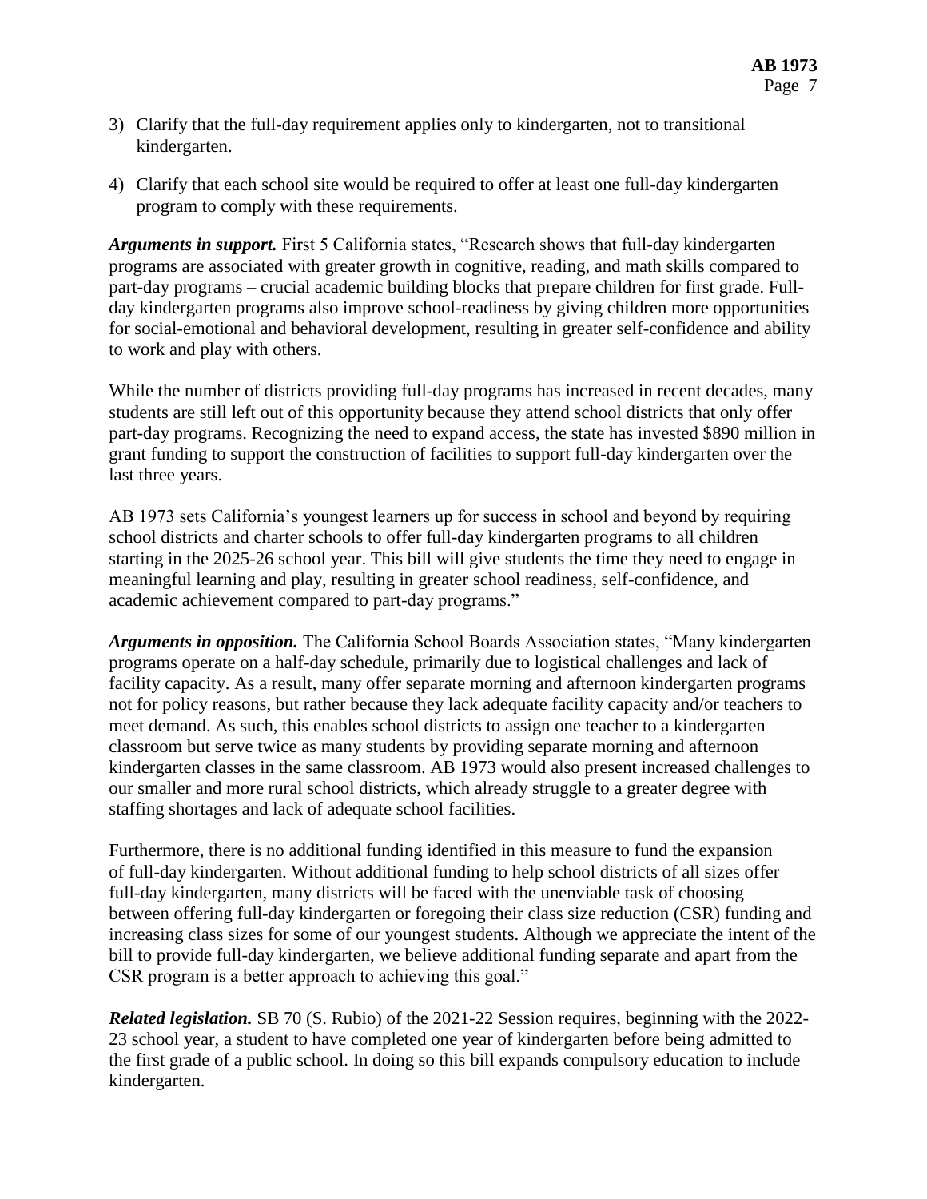3) Clarify that the full-day requirement applies only to kindergarten, not to transitional kindergarten.

4) Clarify that each school site would be required to offer at least one full-day kindergarten program to comply with these requirements.

***Arguments in support.*** First 5 California states, "Research shows that full-day kindergarten programs are associated with greater growth in cognitive, reading, and math skills compared to part-day programs – crucial academic building blocks that prepare children for first grade. Full-day kindergarten programs also improve school-readiness by giving children more opportunities for social-emotional and behavioral development, resulting in greater self-confidence and ability to work and play with others.

While the number of districts providing full-day programs has increased in recent decades, many students are still left out of this opportunity because they attend school districts that only offer part-day programs. Recognizing the need to expand access, the state has invested $890 million in grant funding to support the construction of facilities to support full-day kindergarten over the last three years.

AB 1973 sets California's youngest learners up for success in school and beyond by requiring school districts and charter schools to offer full-day kindergarten programs to all children starting in the 2025-26 school year. This bill will give students the time they need to engage in meaningful learning and play, resulting in greater school readiness, self-confidence, and academic achievement compared to part-day programs."

***Arguments in opposition.*** The California School Boards Association states, "Many kindergarten programs operate on a half-day schedule, primarily due to logistical challenges and lack of facility capacity. As a result, many offer separate morning and afternoon kindergarten programs not for policy reasons, but rather because they lack adequate facility capacity and/or teachers to meet demand. As such, this enables school districts to assign one teacher to a kindergarten classroom but serve twice as many students by providing separate morning and afternoon kindergarten classes in the same classroom. AB 1973 would also present increased challenges to our smaller and more rural school districts, which already struggle to a greater degree with staffing shortages and lack of adequate school facilities.

Furthermore, there is no additional funding identified in this measure to fund the expansion of full-day kindergarten. Without additional funding to help school districts of all sizes offer full-day kindergarten, many districts will be faced with the unenviable task of choosing between offering full-day kindergarten or foregoing their class size reduction (CSR) funding and increasing class sizes for some of our youngest students. Although we appreciate the intent of the bill to provide full-day kindergarten, we believe additional funding separate and apart from the CSR program is a better approach to achieving this goal."

***Related legislation.*** SB 70 (S. Rubio) of the 2021-22 Session requires, beginning with the 2022-23 school year, a student to have completed one year of kindergarten before being admitted to the first grade of a public school. In doing so this bill expands compulsory education to include kindergarten.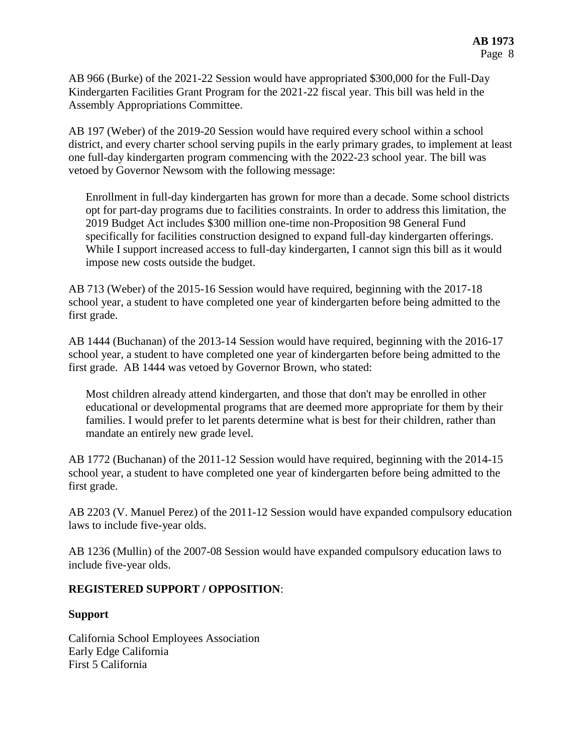AB 966 (Burke) of the 2021-22 Session would have appropriated $300,000 for the Full-Day Kindergarten Facilities Grant Program for the 2021-22 fiscal year. This bill was held in the Assembly Appropriations Committee.

AB 197 (Weber) of the 2019-20 Session would have required every school within a school district, and every charter school serving pupils in the early primary grades, to implement at least one full-day kindergarten program commencing with the 2022-23 school year. The bill was vetoed by Governor Newsom with the following message:

> Enrollment in full-day kindergarten has grown for more than a decade. Some school districts opt for part-day programs due to facilities constraints. In order to address this limitation, the 2019 Budget Act includes $300 million one-time non-Proposition 98 General Fund specifically for facilities construction designed to expand full-day kindergarten offerings. While I support increased access to full-day kindergarten, I cannot sign this bill as it would impose new costs outside the budget.

AB 713 (Weber) of the 2015-16 Session would have required, beginning with the 2017-18 school year, a student to have completed one year of kindergarten before being admitted to the first grade.

AB 1444 (Buchanan) of the 2013-14 Session would have required, beginning with the 2016-17 school year, a student to have completed one year of kindergarten before being admitted to the first grade. AB 1444 was vetoed by Governor Brown, who stated:

> Most children already attend kindergarten, and those that don't may be enrolled in other educational or developmental programs that are deemed more appropriate for them by their families. I would prefer to let parents determine what is best for their children, rather than mandate an entirely new grade level.

AB 1772 (Buchanan) of the 2011-12 Session would have required, beginning with the 2014-15 school year, a student to have completed one year of kindergarten before being admitted to the first grade.

AB 2203 (V. Manuel Perez) of the 2011-12 Session would have expanded compulsory education laws to include five-year olds.

AB 1236 (Mullin) of the 2007-08 Session would have expanded compulsory education laws to include five-year olds.

**REGISTERED SUPPORT / OPPOSITION**:

**Support**

California School Employees Association
Early Edge California
First 5 California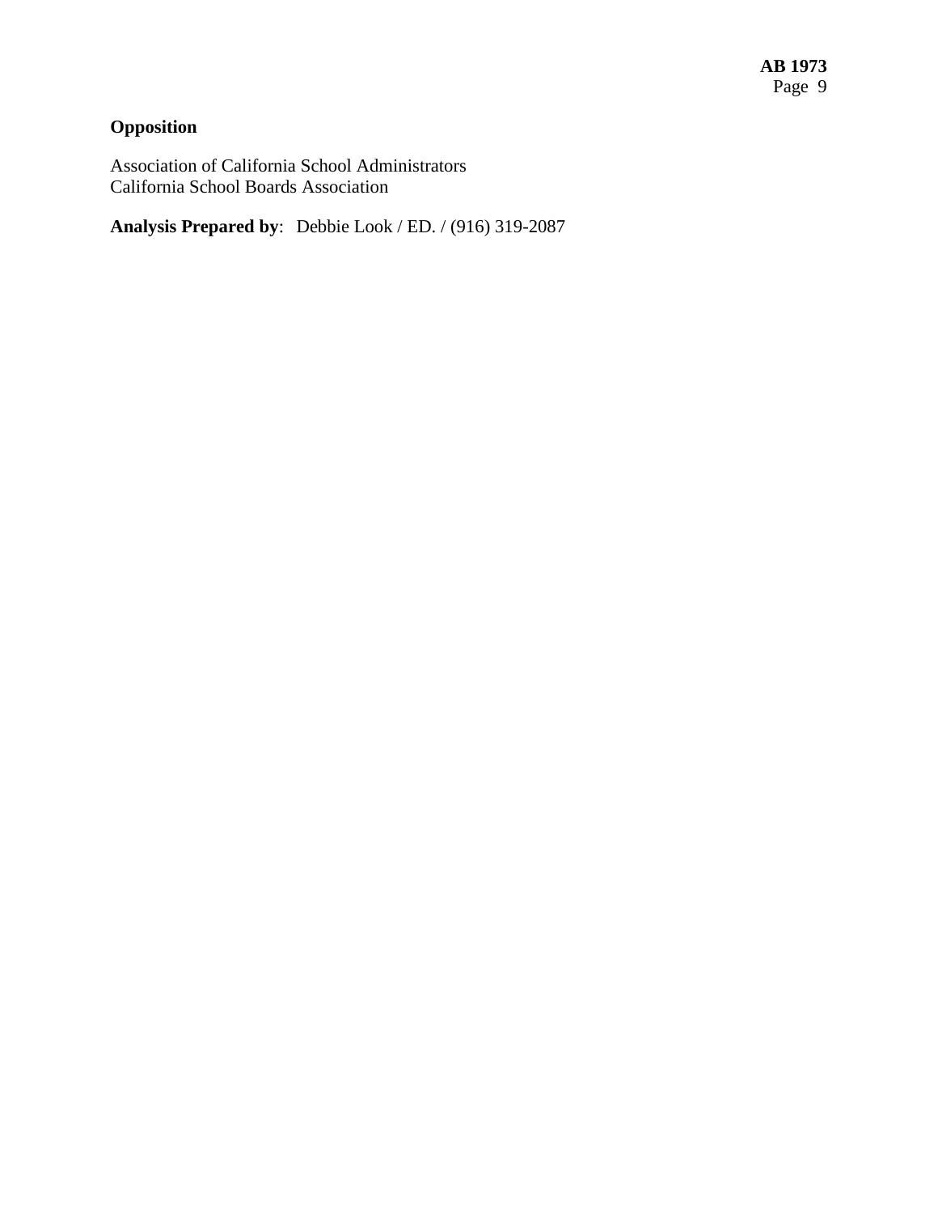**Opposition**

Association of California School Administrators
California School Boards Association

**Analysis Prepared by**: Debbie Look / ED. / (916) 319-2087